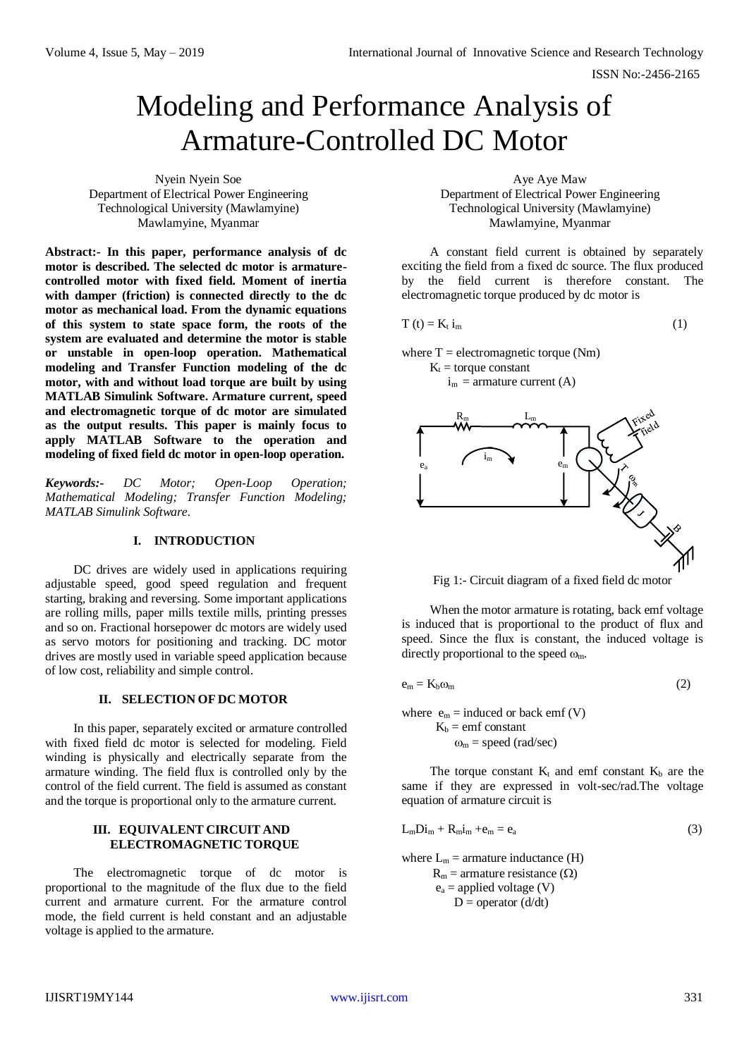# Modeling and Performance Analysis of Armature-Controlled DC Motor

Nyein Nyein Soe
Department of Electrical Power Engineering
Technological University (Mawlamyine)
Mawlamyine, Myanmar

Aye Aye Maw
Department of Electrical Power Engineering
Technological University (Mawlamyine)
Mawlamyine, Myanmar

**Abstract:- In this paper, performance analysis of dc motor is described. The selected dc motor is armature-controlled motor with fixed field. Moment of inertia with damper (friction) is connected directly to the dc motor as mechanical load. From the dynamic equations of this system to state space form, the roots of the system are evaluated and determine the motor is stable or unstable in open-loop operation. Mathematical modeling and Transfer Function modeling of the dc motor, with and without load torque are built by using MATLAB Simulink Software. Armature current, speed and electromagnetic torque of dc motor are simulated as the output results. This paper is mainly focus to apply MATLAB Software to the operation and modeling of fixed field dc motor in open-loop operation.**

***Keywords:-*** *DC Motor; Open-Loop Operation; Mathematical Modeling; Transfer Function Modeling; MATLAB Simulink Software.*

## I. INTRODUCTION

DC drives are widely used in applications requiring adjustable speed, good speed regulation and frequent starting, braking and reversing. Some important applications are rolling mills, paper mills textile mills, printing presses and so on. Fractional horsepower dc motors are widely used as servo motors for positioning and tracking. DC motor drives are mostly used in variable speed application because of low cost, reliability and simple control.

## II. SELECTION OF DC MOTOR

In this paper, separately excited or armature controlled with fixed field dc motor is selected for modeling. Field winding is physically and electrically separate from the armature winding. The field flux is controlled only by the control of the field current. The field is assumed as constant and the torque is proportional only to the armature current.

## III. EQUIVALENT CIRCUIT AND ELECTROMAGNETIC TORQUE

The electromagnetic torque of dc motor is proportional to the magnitude of the flux due to the field current and armature current. For the armature control mode, the field current is held constant and an adjustable voltage is applied to the armature.

A constant field current is obtained by separately exciting the field from a fixed dc source. The flux produced by the field current is therefore constant. The electromagnetic torque produced by dc motor is

$$T(t) = K_t i_m \tag{1}$$

where $T$ = electromagnetic torque (Nm)
$K_t$ = torque constant
$i_m$ = armature current (A)

Fig 1:- Circuit diagram of a fixed field dc motor

When the motor armature is rotating, back emf voltage is induced that is proportional to the product of flux and speed. Since the flux is constant, the induced voltage is directly proportional to the speed $\omega_m$.

$$e_m = K_b \omega_m \tag{2}$$

where $e_m$ = induced or back emf (V)
$K_b$ = emf constant
$\omega_m$ = speed (rad/sec)

The torque constant $K_t$ and emf constant $K_b$ are the same if they are expressed in volt-sec/rad.The voltage equation of armature circuit is

$$L_m D i_m + R_m i_m + e_m = e_a \tag{3}$$

where $L_m$ = armature inductance (H)
$R_m$ = armature resistance (Ω)
$e_a$ = applied voltage (V)
$D$ = operator (d/dt)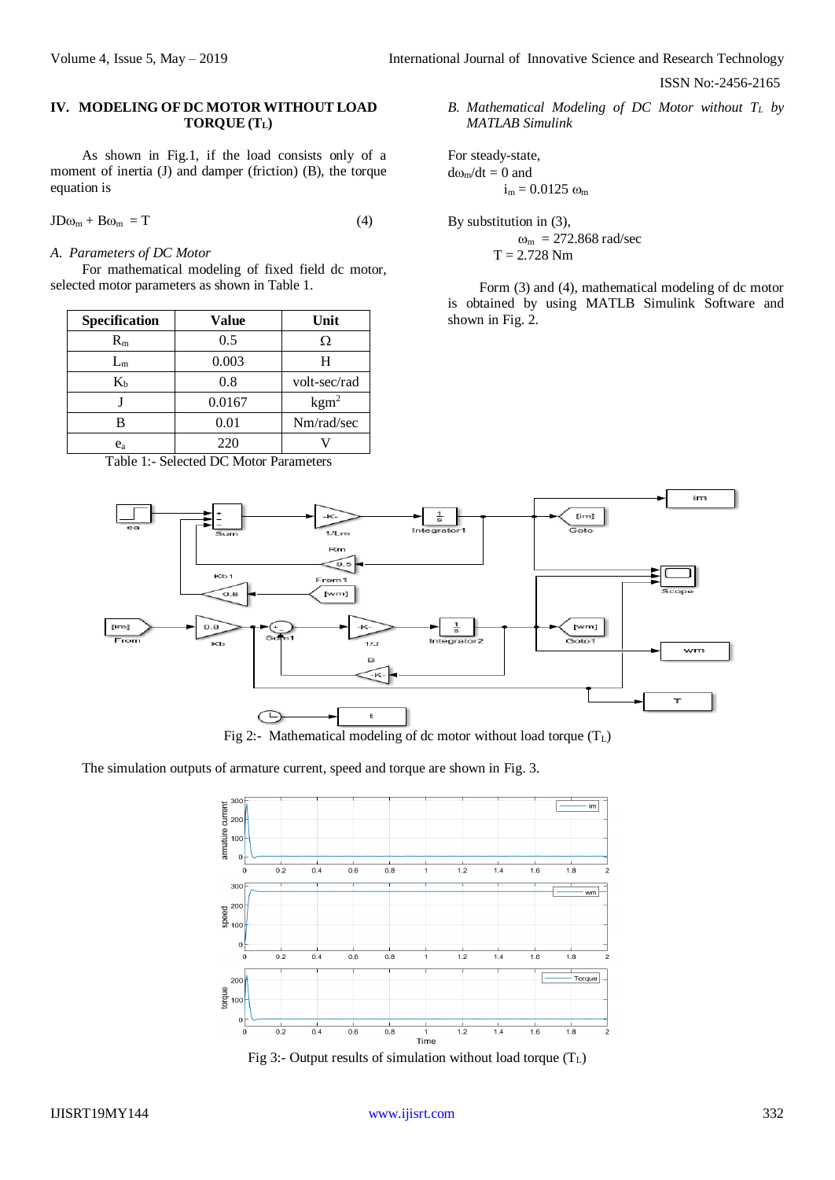## IV. MODELING OF DC MOTOR WITHOUT LOAD TORQUE ($T_L$)

As shown in Fig.1, if the load consists only of a moment of inertia (J) and damper (friction) (B), the torque equation is

$$JD\omega_m + B\omega_m = T \qquad (4)$$

### *A. Parameters of DC Motor*

For mathematical modeling of fixed field dc motor, selected motor parameters as shown in Table 1.

| Specification | Value | Unit |
|---|---|---|
| $R_m$ | 0.5 | Ω |
| $L_m$ | 0.003 | H |
| $K_b$ | 0.8 | volt-sec/rad |
| J | 0.0167 | $kgm^2$ |
| B | 0.01 | Nm/rad/sec |
| $e_a$ | 220 | V |

Table 1:- Selected DC Motor Parameters

### *B. Mathematical Modeling of DC Motor without $T_L$ by MATLAB Simulink*

For steady-state,
$d\omega_m/dt = 0$ and

$$i_m = 0.0125\ \omega_m$$

By substitution in (3),

$$\omega_m = 272.868 \text{ rad/sec}$$
$$T = 2.728 \text{ Nm}$$

Form (3) and (4), mathematical modeling of dc motor is obtained by using MATLB Simulink Software and shown in Fig. 2.

Fig 2:- Mathematical modeling of dc motor without load torque ($T_L$)

The simulation outputs of armature current, speed and torque are shown in Fig. 3.

Fig 3:- Output results of simulation without load torque ($T_L$)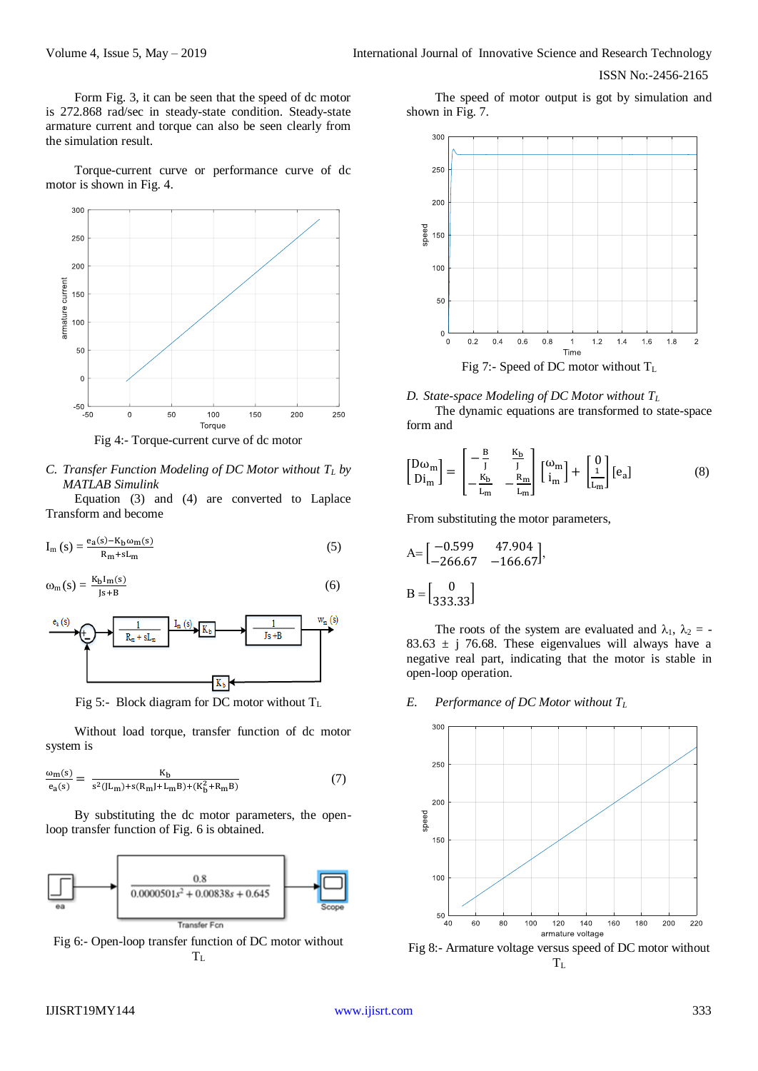Form Fig. 3, it can be seen that the speed of dc motor is 272.868 rad/sec in steady-state condition. Steady-state armature current and torque can also be seen clearly from the simulation result.

Torque-current curve or performance curve of dc motor is shown in Fig. 4.

Fig 4:- Torque-current curve of dc motor

*C. Transfer Function Modeling of DC Motor without $T_L$ by MATLAB Simulink*

Equation (3) and (4) are converted to Laplace Transform and become

$$I_m(s) = \frac{e_a(s) - K_b \omega_m(s)}{R_m + sL_m} \tag{5}$$

$$\omega_m(s) = \frac{K_b I_m(s)}{Js + B} \tag{6}$$

Fig 5:- Block diagram for DC motor without $T_L$

Without load torque, transfer function of dc motor system is

$$\frac{\omega_m(s)}{e_a(s)} = \frac{K_b}{s^2(JL_m) + s(R_m J + L_m B) + (K_b^2 + R_m B)} \tag{7}$$

By substituting the dc motor parameters, the open-loop transfer function of Fig. 6 is obtained.

Fig 6:- Open-loop transfer function of DC motor without $T_L$

The speed of motor output is got by simulation and shown in Fig. 7.

Fig 7:- Speed of DC motor without $T_L$

*D. State-space Modeling of DC Motor without $T_L$*

The dynamic equations are transformed to state-space form and

$$\begin{bmatrix} D\omega_m \\ Di_m \end{bmatrix} = \begin{bmatrix} -\frac{B}{J} & \frac{K_b}{J} \\ -\frac{K_b}{L_m} & -\frac{R_m}{L_m} \end{bmatrix} \begin{bmatrix} \omega_m \\ i_m \end{bmatrix} + \begin{bmatrix} 0 \\ \frac{1}{L_m} \end{bmatrix} [e_a] \tag{8}$$

From substituting the motor parameters,

$$A = \begin{bmatrix} -0.599 & 47.904 \\ -266.67 & -166.67 \end{bmatrix},$$

$$B = \begin{bmatrix} 0 \\ 333.33 \end{bmatrix}$$

The roots of the system are evaluated and $\lambda_1, \lambda_2 = -83.63 \pm j\ 76.68$. These eigenvalues will always have a negative real part, indicating that the motor is stable in open-loop operation.

*E. Performance of DC Motor without $T_L$*

Fig 8:- Armature voltage versus speed of DC motor without $T_L$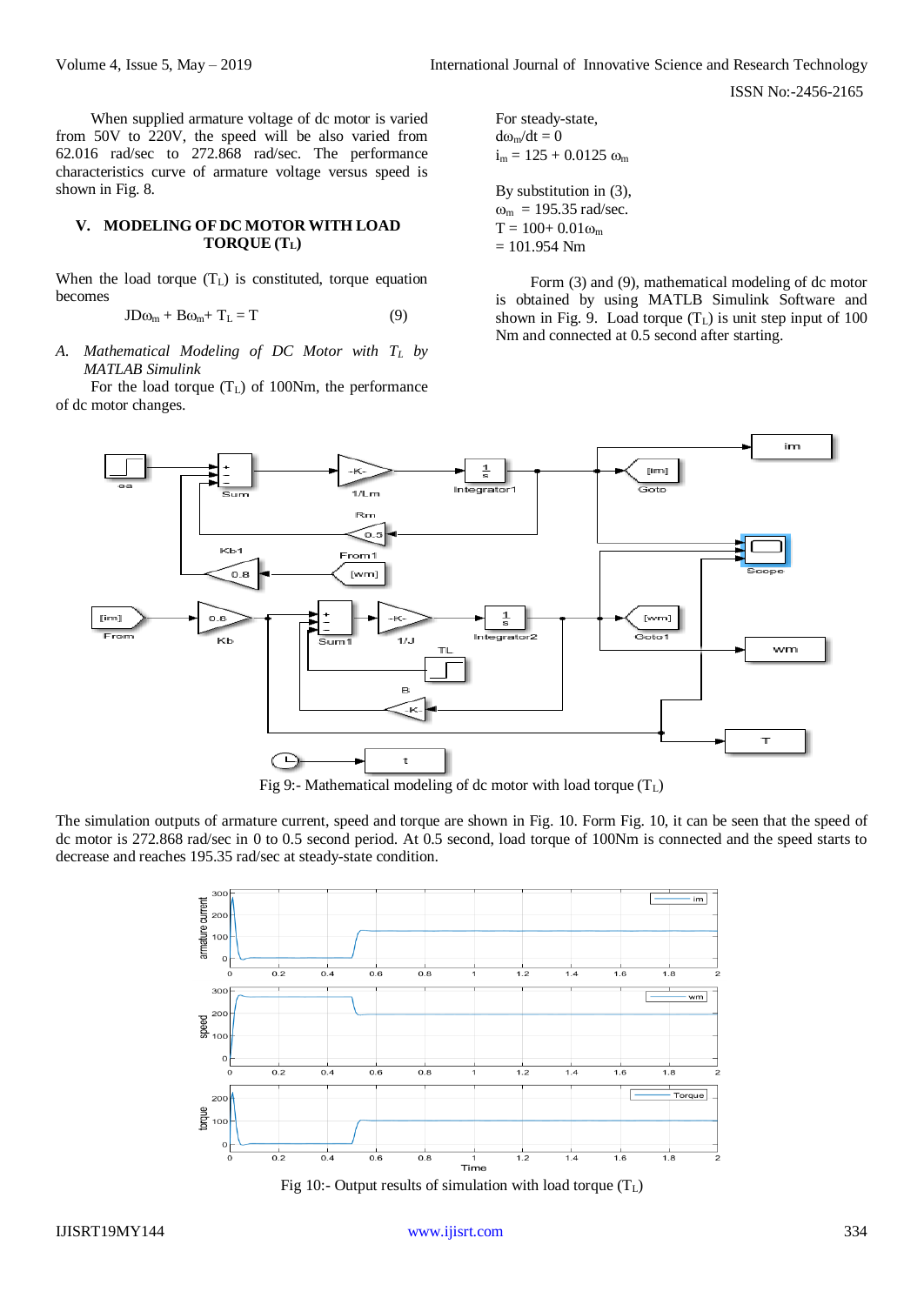When supplied armature voltage of dc motor is varied from 50V to 220V, the speed will be also varied from 62.016 rad/sec to 272.868 rad/sec. The performance characteristics curve of armature voltage versus speed is shown in Fig. 8.

## V. MODELING OF DC MOTOR WITH LOAD TORQUE ($T_L$)

When the load torque ($T_L$) is constituted, torque equation becomes

$$JD\omega_m + B\omega_m + T_L = T \qquad (9)$$

### *A. Mathematical Modeling of DC Motor with $T_L$ by MATLAB Simulink*

For the load torque ($T_L$) of 100Nm, the performance of dc motor changes.

For steady-state,
$d\omega_m/dt = 0$
$i_m = 125 + 0.0125\ \omega_m$

By substitution in (3),
$\omega_m = 195.35$ rad/sec.
$T = 100 + 0.01\omega_m$
$= 101.954$ Nm

Form (3) and (9), mathematical modeling of dc motor is obtained by using MATLAB Simulink Software and shown in Fig. 9. Load torque ($T_L$) is unit step input of 100 Nm and connected at 0.5 second after starting.

Fig 9:- Mathematical modeling of dc motor with load torque ($T_L$)

The simulation outputs of armature current, speed and torque are shown in Fig. 10. Form Fig. 10, it can be seen that the speed of dc motor is 272.868 rad/sec in 0 to 0.5 second period. At 0.5 second, load torque of 100Nm is connected and the speed starts to decrease and reaches 195.35 rad/sec at steady-state condition.

Fig 10:- Output results of simulation with load torque ($T_L$)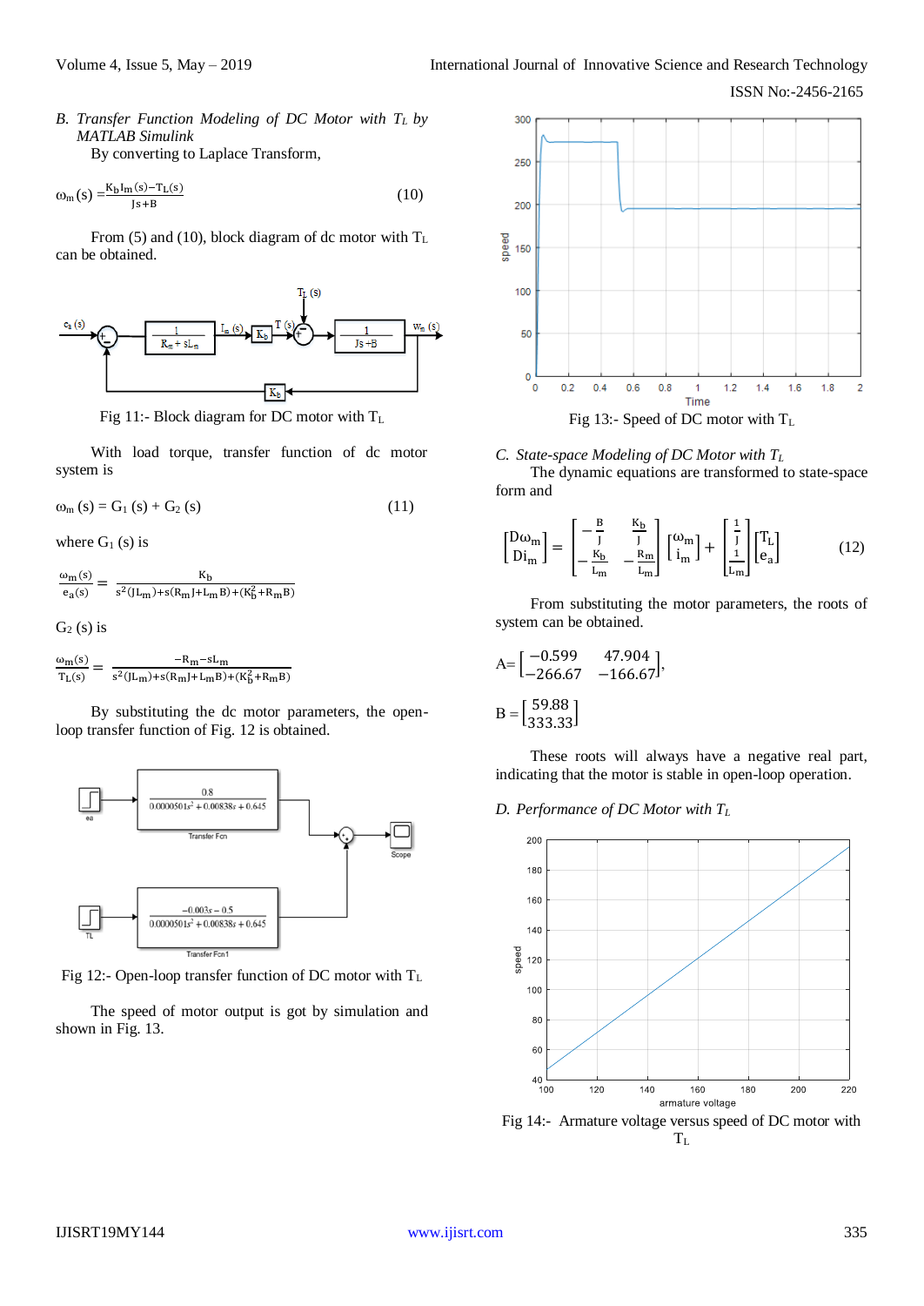*B. Transfer Function Modeling of DC Motor with $T_L$ by MATLAB Simulink*

By converting to Laplace Transform,

$$\omega_m(s) = \frac{K_b I_m(s) - T_L(s)}{Js+B} \tag{10}$$

From (5) and (10), block diagram of dc motor with $T_L$ can be obtained.

Fig 11:- Block diagram for DC motor with $T_L$

With load torque, transfer function of dc motor system is

$$\omega_m(s) = G_1(s) + G_2(s) \tag{11}$$

where $G_1(s)$ is

$$\frac{\omega_m(s)}{e_a(s)} = \frac{K_b}{s^2(JL_m)+s(R_mJ+L_mB)+(K_b^2+R_mB)}$$

$G_2(s)$ is

$$\frac{\omega_m(s)}{T_L(s)} = \frac{-R_m - sL_m}{s^2(JL_m)+s(R_mJ+L_mB)+(K_b^2+R_mB)}$$

By substituting the dc motor parameters, the open-loop transfer function of Fig. 12 is obtained.

Fig 12:- Open-loop transfer function of DC motor with $T_L$

The speed of motor output is got by simulation and shown in Fig. 13.

Fig 13:- Speed of DC motor with $T_L$

*C. State-space Modeling of DC Motor with $T_L$*

The dynamic equations are transformed to state-space form and

$$\begin{bmatrix} D\omega_m \\ Di_m \end{bmatrix} = \begin{bmatrix} -\frac{B}{J} & \frac{K_b}{J} \\ -\frac{K_b}{L_m} & -\frac{R_m}{L_m} \end{bmatrix} \begin{bmatrix} \omega_m \\ i_m \end{bmatrix} + \begin{bmatrix} \frac{1}{J} \\ \frac{1}{L_m} \end{bmatrix} \begin{bmatrix} T_L \\ e_a \end{bmatrix} \tag{12}$$

From substituting the motor parameters, the roots of system can be obtained.

$$A = \begin{bmatrix} -0.599 & 47.904 \\ -266.67 & -166.67 \end{bmatrix},$$

$$B = \begin{bmatrix} 59.88 \\ 333.33 \end{bmatrix}$$

These roots will always have a negative real part, indicating that the motor is stable in open-loop operation.

*D. Performance of DC Motor with $T_L$*

Fig 14:- Armature voltage versus speed of DC motor with $T_L$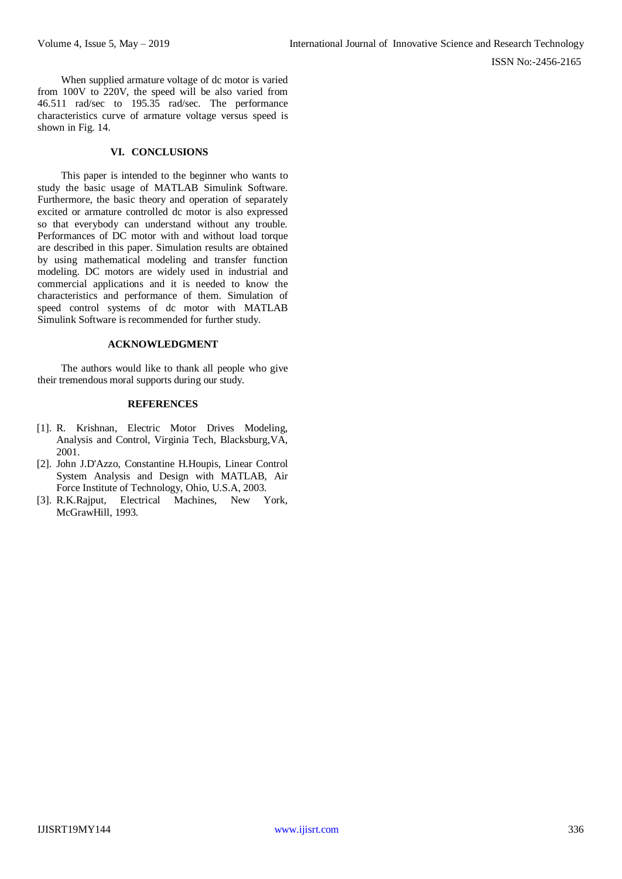When supplied armature voltage of dc motor is varied from 100V to 220V, the speed will be also varied from 46.511 rad/sec to 195.35 rad/sec. The performance characteristics curve of armature voltage versus speed is shown in Fig. 14.

## VI. CONCLUSIONS

This paper is intended to the beginner who wants to study the basic usage of MATLAB Simulink Software. Furthermore, the basic theory and operation of separately excited or armature controlled dc motor is also expressed so that everybody can understand without any trouble. Performances of DC motor with and without load torque are described in this paper. Simulation results are obtained by using mathematical modeling and transfer function modeling. DC motors are widely used in industrial and commercial applications and it is needed to know the characteristics and performance of them. Simulation of speed control systems of dc motor with MATLAB Simulink Software is recommended for further study.

## ACKNOWLEDGMENT

The authors would like to thank all people who give their tremendous moral supports during our study.

## REFERENCES

[1]. R. Krishnan, Electric Motor Drives Modeling, Analysis and Control, Virginia Tech, Blacksburg,VA, 2001.

[2]. John J.D'Azzo, Constantine H.Houpis, Linear Control System Analysis and Design with MATLAB, Air Force Institute of Technology, Ohio, U.S.A, 2003.

[3]. R.K.Rajput, Electrical Machines, New York, McGrawHill, 1993.